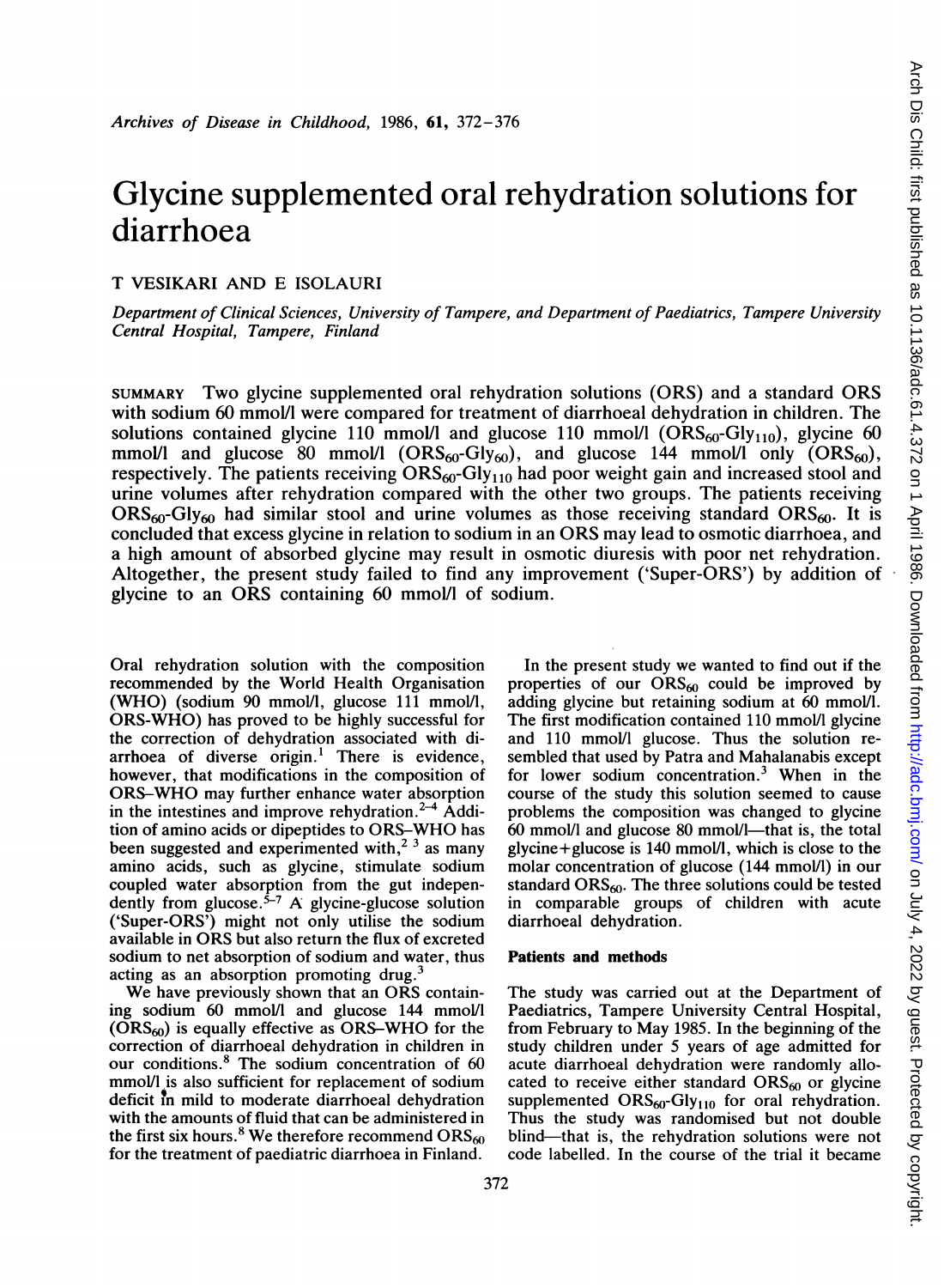*Archives of Disease in Childhood*, 1986, **61**, 372–376

# Glycine supplemented oral rehydration solutions for diarrhoea

T VESIKARI AND E ISOLAURI

*Department of Clinical Sciences, University of Tampere, and Department of Paediatrics, Tampere University Central Hospital, Tampere, Finland*

SUMMARY Two glycine supplemented oral rehydration solutions (ORS) and a standard ORS with sodium 60 mmol/l were compared for treatment of diarrhoeal dehydration in children. The solutions contained glycine 110 mmol/l and glucose 110 mmol/l ($ORS_{60}$-$Gly_{110}$), glycine 60 mmol/l and glucose 80 mmol/l ($ORS_{60}$-$Gly_{60}$), and glucose 144 mmol/l only ($ORS_{60}$), respectively. The patients receiving $ORS_{60}$-$Gly_{110}$ had poor weight gain and increased stool and urine volumes after rehydration compared with the other two groups. The patients receiving $ORS_{60}$-$Gly_{60}$ had similar stool and urine volumes as those receiving standard $ORS_{60}$. It is concluded that excess glycine in relation to sodium in an ORS may lead to osmotic diarrhoea, and a high amount of absorbed glycine may result in osmotic diuresis with poor net rehydration. Altogether, the present study failed to find any improvement ('Super-ORS') by addition of glycine to an ORS containing 60 mmol/l of sodium.

Oral rehydration solution with the composition recommended by the World Health Organisation (WHO) (sodium 90 mmol/l, glucose 111 mmol/l, ORS-WHO) has proved to be highly successful for the correction of dehydration associated with diarrhoea of diverse origin.[1] There is evidence, however, that modifications in the composition of ORS-WHO may further enhance water absorption in the intestines and improve rehydration.[2-4] Addition of amino acids or dipeptides to ORS-WHO has been suggested and experimented with,[2 3] as many amino acids, such as glycine, stimulate sodium coupled water absorption from the gut independently from glucose.[5-7] A glycine-glucose solution ('Super-ORS') might not only utilise the sodium available in ORS but also return the flux of excreted sodium to net absorption of sodium and water, thus acting as an absorption promoting drug.[3]

We have previously shown that an ORS containing sodium 60 mmol/l and glucose 144 mmol/l ($ORS_{60}$) is equally effective as ORS-WHO for the correction of diarrhoeal dehydration in children in our conditions.[8] The sodium concentration of 60 mmol/l is also sufficient for replacement of sodium deficit in mild to moderate diarrhoeal dehydration with the amounts of fluid that can be administered in the first six hours.[8] We therefore recommend $ORS_{60}$ for the treatment of paediatric diarrhoea in Finland.

In the present study we wanted to find out if the properties of our $ORS_{60}$ could be improved by adding glycine but retaining sodium at 60 mmol/l. The first modification contained 110 mmol/l glycine and 110 mmol/l glucose. Thus the solution resembled that used by Patra and Mahalanabis except for lower sodium concentration.[3] When in the course of the study this solution seemed to cause problems the composition was changed to glycine 60 mmol/l and glucose 80 mmol/l—that is, the total glycine+glucose is 140 mmol/l, which is close to the molar concentration of glucose (144 mmol/l) in our standard $ORS_{60}$. The three solutions could be tested in comparable groups of children with acute diarrhoeal dehydration.

## Patients and methods

The study was carried out at the Department of Paediatrics, Tampere University Central Hospital, from February to May 1985. In the beginning of the study children under 5 years of age admitted for acute diarrhoeal dehydration were randomly allocated to receive either standard $ORS_{60}$ or glycine supplemented $ORS_{60}$-$Gly_{110}$ for oral rehydration. Thus the study was randomised but not double blind—that is, the rehydration solutions were not code labelled. In the course of the trial it became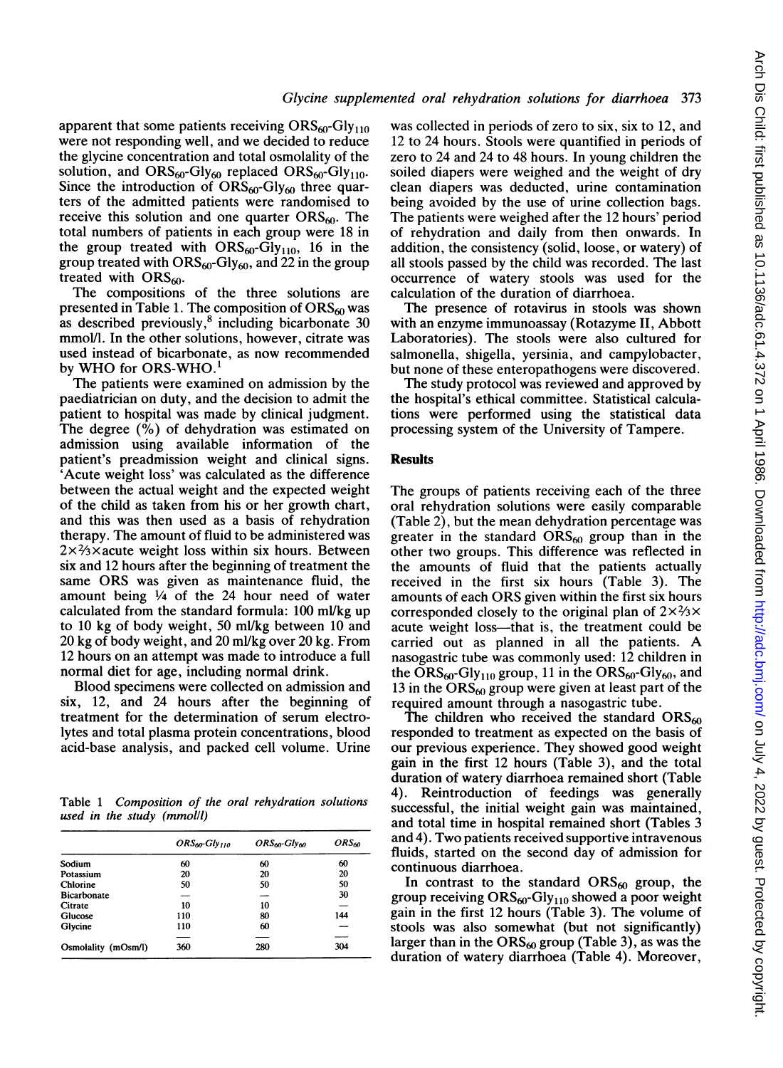apparent that some patients receiving $ORS_{60}$-$Gly_{110}$ were not responding well, and we decided to reduce the glycine concentration and total osmolality of the solution, and $ORS_{60}$-$Gly_{60}$ replaced $ORS_{60}$-$Gly_{110}$. Since the introduction of $ORS_{60}$-$Gly_{60}$ three quarters of the admitted patients were randomised to receive this solution and one quarter $ORS_{60}$. The total numbers of patients in each group were 18 in the group treated with $ORS_{60}$-$Gly_{110}$, 16 in the group treated with $ORS_{60}$-$Gly_{60}$, and 22 in the group treated with $ORS_{60}$.

The compositions of the three solutions are presented in Table 1. The composition of $ORS_{60}$ was as described previously,[8] including bicarbonate 30 mmol/l. In the other solutions, however, citrate was used instead of bicarbonate, as now recommended by WHO for ORS-WHO.[1]

The patients were examined on admission by the paediatrician on duty, and the decision to admit the patient to hospital was made by clinical judgment. The degree (%) of dehydration was estimated on admission using available information of the patient's preadmission weight and clinical signs. 'Acute weight loss' was calculated as the difference between the actual weight and the expected weight of the child as taken from his or her growth chart, and this was then used as a basis of rehydration therapy. The amount of fluid to be administered was $2 \times 2/3 \times$ acute weight loss within six hours. Between six and 12 hours after the beginning of treatment the same ORS was given as maintenance fluid, the amount being 1/4 of the 24 hour need of water calculated from the standard formula: 100 ml/kg up to 10 kg of body weight, 50 ml/kg between 10 and 20 kg of body weight, and 20 ml/kg over 20 kg. From 12 hours on an attempt was made to introduce a full normal diet for age, including normal drink.

Blood specimens were collected on admission and six, 12, and 24 hours after the beginning of treatment for the determination of serum electrolytes and total plasma protein concentrations, blood acid-base analysis, and packed cell volume. Urine was collected in periods of zero to six, six to 12, and 12 to 24 hours. Stools were quantified in periods of zero to 24 and 24 to 48 hours. In young children the soiled diapers were weighed and the weight of dry clean diapers was deducted, urine contamination being avoided by the use of urine collection bags. The patients were weighed after the 12 hours' period of rehydration and daily from then onwards. In addition, the consistency (solid, loose, or watery) of all stools passed by the child was recorded. The last occurrence of watery stools was used for the calculation of the duration of diarrhoea.

The presence of rotavirus in stools was shown with an enzyme immunoassay (Rotazyme II, Abbott Laboratories). The stools were also cultured for salmonella, shigella, yersinia, and campylobacter, but none of these enteropathogens were discovered.

The study protocol was reviewed and approved by the hospital's ethical committee. Statistical calculations were performed using the statistical data processing system of the University of Tampere.

Table 1 *Composition of the oral rehydration solutions used in the study (mmol/l)*

| | $ORS_{60}$-$Gly_{110}$ | $ORS_{60}$-$Gly_{60}$ | $ORS_{60}$ |
|---|---|---|---|
| Sodium | 60 | 60 | 60 |
| Potassium | 20 | 20 | 20 |
| Chlorine | 50 | 50 | 50 |
| Bicarbonate | — | — | 30 |
| Citrate | 10 | 10 | — |
| Glucose | 110 | 80 | 144 |
| Glycine | 110 | 60 | — |
| Osmolality (mOsm/l) | 360 | 280 | 304 |

## Results

The groups of patients receiving each of the three oral rehydration solutions were easily comparable (Table 2), but the mean dehydration percentage was greater in the standard $ORS_{60}$ group than in the other two groups. This difference was reflected in the amounts of fluid that the patients actually received in the first six hours (Table 3). The amounts of each ORS given within the first six hours corresponded closely to the original plan of $2 \times 2/3 \times$ acute weight loss—that is, the treatment could be carried out as planned in all the patients. A nasogastric tube was commonly used: 12 children in the $ORS_{60}$-$Gly_{110}$ group, 11 in the $ORS_{60}$-$Gly_{60}$, and 13 in the $ORS_{60}$ group were given at least part of the required amount through a nasogastric tube.

The children who received the standard $ORS_{60}$ responded to treatment as expected on the basis of our previous experience. They showed good weight gain in the first 12 hours (Table 3), and the total duration of watery diarrhoea remained short (Table 4). Reintroduction of feedings was generally successful, the initial weight gain was maintained, and total time in hospital remained short (Tables 3 and 4). Two patients received supportive intravenous fluids, started on the second day of admission for continuous diarrhoea.

In contrast to the standard $ORS_{60}$ group, the group receiving $ORS_{60}$-$Gly_{110}$ showed a poor weight gain in the first 12 hours (Table 3). The volume of stools was also somewhat (but not significantly) larger than in the $ORS_{60}$ group (Table 3), as was the duration of watery diarrhoea (Table 4). Moreover,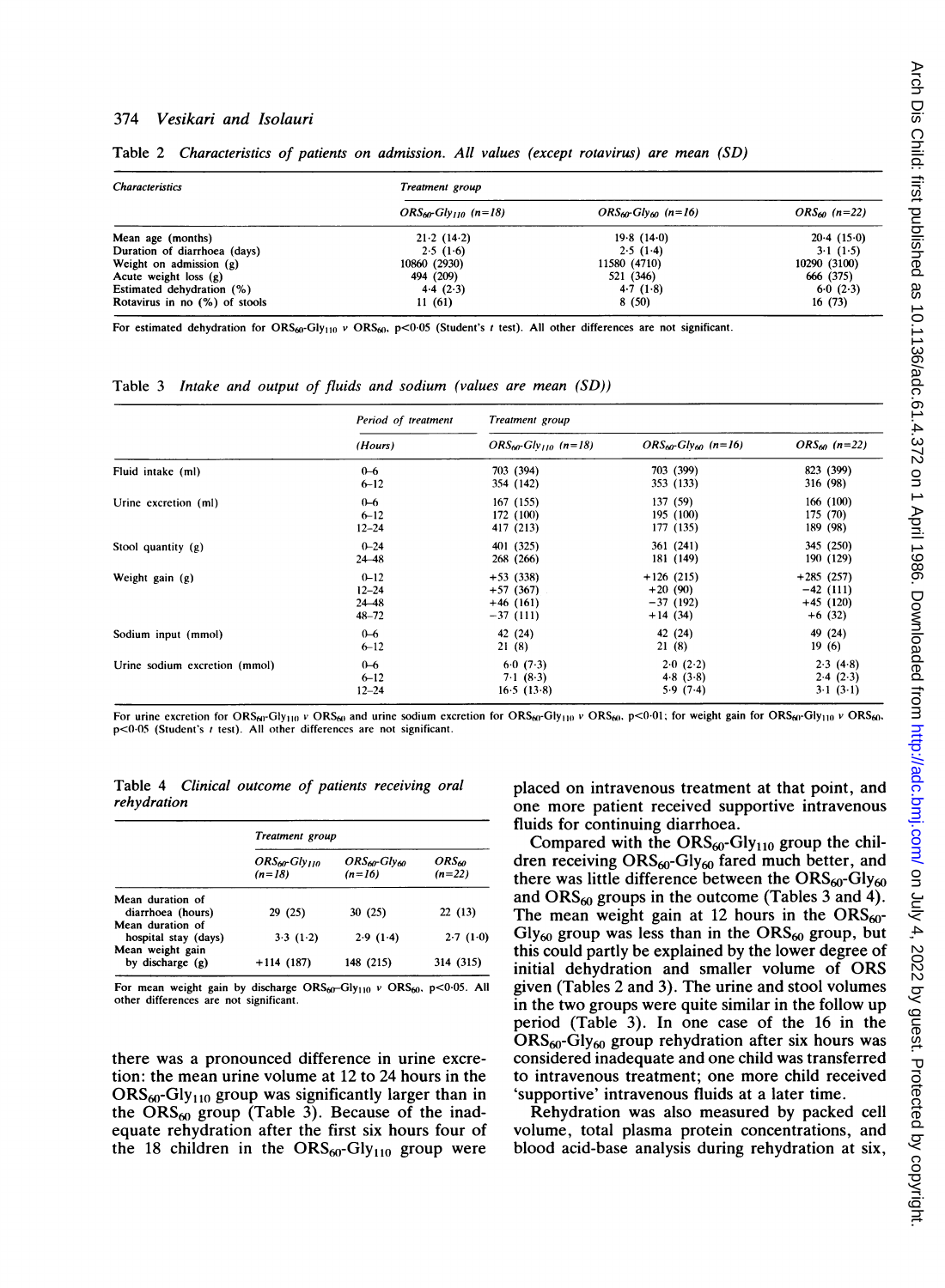Table 2 *Characteristics of patients on admission. All values (except rotavirus) are mean (SD)*

| Characteristics | Treatment group | | |
|---|---|---|---|
| | $ORS_{60}$-$Gly_{110}$ (n=18) | $ORS_{60}$-$Gly_{60}$ (n=16) | $ORS_{60}$ (n=22) |
| Mean age (months) | 21·2 (14·2) | 19·8 (14·0) | 20·4 (15·0) |
| Duration of diarrhoea (days) | 2·5 (1·6) | 2·5 (1·4) | 3·1 (1·5) |
| Weight on admission (g) | 10860 (2930) | 11580 (4710) | 10290 (3100) |
| Acute weight loss (g) | 494 (209) | 521 (346) | 666 (375) |
| Estimated dehydration (%) | 4·4 (2·3) | 4·7 (1·8) | 6·0 (2·3) |
| Rotavirus in no (%) of stools | 11 (61) | 8 (50) | 16 (73) |

For estimated dehydration for $ORS_{60}$-$Gly_{110}$ v $ORS_{60}$, $p<0·05$ (Student's *t* test). All other differences are not significant.

Table 3 *Intake and output of fluids and sodium (values are mean (SD))*

| | Period of treatment | Treatment group | | |
|---|---|---|---|---|
| | (Hours) | $ORS_{60}$-$Gly_{110}$ (n=18) | $ORS_{60}$-$Gly_{60}$ (n=16) | $ORS_{60}$ (n=22) |
| Fluid intake (ml) | 0–6 | 703 (394) | 703 (399) | 823 (399) |
| | 6–12 | 354 (142) | 353 (133) | 316 (98) |
| Urine excretion (ml) | 0–6 | 167 (155) | 137 (59) | 166 (100) |
| | 6–12 | 172 (100) | 195 (100) | 175 (70) |
| | 12–24 | 417 (213) | 177 (135) | 189 (98) |
| Stool quantity (g) | 0–24 | 401 (325) | 361 (241) | 345 (250) |
| | 24–48 | 268 (266) | 181 (149) | 190 (129) |
| Weight gain (g) | 0–12 | +53 (338) | +126 (215) | +285 (257) |
| | 12–24 | +57 (367) | +20 (90) | −42 (111) |
| | 24–48 | +46 (161) | −37 (192) | +45 (120) |
| | 48–72 | −37 (111) | +14 (34) | +6 (32) |
| Sodium input (mmol) | 0–6 | 42 (24) | 42 (24) | 49 (24) |
| | 6–12 | 21 (8) | 21 (8) | 19 (6) |
| Urine sodium excretion (mmol) | 0–6 | 6·0 (7·3) | 2·0 (2·2) | 2·3 (4·8) |
| | 6–12 | 7·1 (8·3) | 4·8 (3·8) | 2·4 (2·3) |
| | 12–24 | 16·5 (13·8) | 5·9 (7·4) | 3·1 (3·1) |

For urine excretion for $ORS_{60}$-$Gly_{110}$ v $ORS_{60}$ and urine sodium excretion for $ORS_{60}$-$Gly_{110}$ v $ORS_{60}$, $p<0·01$; for weight gain for $ORS_{60}$-$Gly_{110}$ v $ORS_{60}$, $p<0·05$ (Student's *t* test). All other differences are not significant.

Table 4 *Clinical outcome of patients receiving oral rehydration*

| | Treatment group | | |
|---|---|---|---|
| | $ORS_{60}$-$Gly_{110}$ (n=18) | $ORS_{60}$-$Gly_{60}$ (n=16) | $ORS_{60}$ (n=22) |
| Mean duration of diarrhoea (hours) | 29 (25) | 30 (25) | 22 (13) |
| Mean duration of hospital stay (days) | 3·3 (1·2) | 2·9 (1·4) | 2·7 (1·0) |
| Mean weight gain by discharge (g) | +114 (187) | 148 (215) | 314 (315) |

For mean weight gain by discharge $ORS_{60}$-$Gly_{110}$ v $ORS_{60}$, $p<0·05$. All other differences are not significant.

there was a pronounced difference in urine excretion: the mean urine volume at 12 to 24 hours in the $ORS_{60}$-$Gly_{110}$ group was significantly larger than in the $ORS_{60}$ group (Table 3). Because of the inadequate rehydration after the first six hours four of the 18 children in the $ORS_{60}$-$Gly_{110}$ group were placed on intravenous treatment at that point, and one more patient received supportive intravenous fluids for continuing diarrhoea.

Compared with the $ORS_{60}$-$Gly_{110}$ group the children receiving $ORS_{60}$-$Gly_{60}$ fared much better, and there was little difference between the $ORS_{60}$-$Gly_{60}$ and $ORS_{60}$ groups in the outcome (Tables 3 and 4). The mean weight gain at 12 hours in the $ORS_{60}$-$Gly_{60}$ group was less than in the $ORS_{60}$ group, but this could partly be explained by the lower degree of initial dehydration and smaller volume of ORS given (Tables 2 and 3). The urine and stool volumes in the two groups were quite similar in the follow up period (Table 3). In one case of the 16 in the $ORS_{60}$-$Gly_{60}$ group rehydration after six hours was considered inadequate and one child was transferred to intravenous treatment; one more child received 'supportive' intravenous fluids at a later time.

Rehydration was also measured by packed cell volume, total plasma protein concentrations, and blood acid-base analysis during rehydration at six,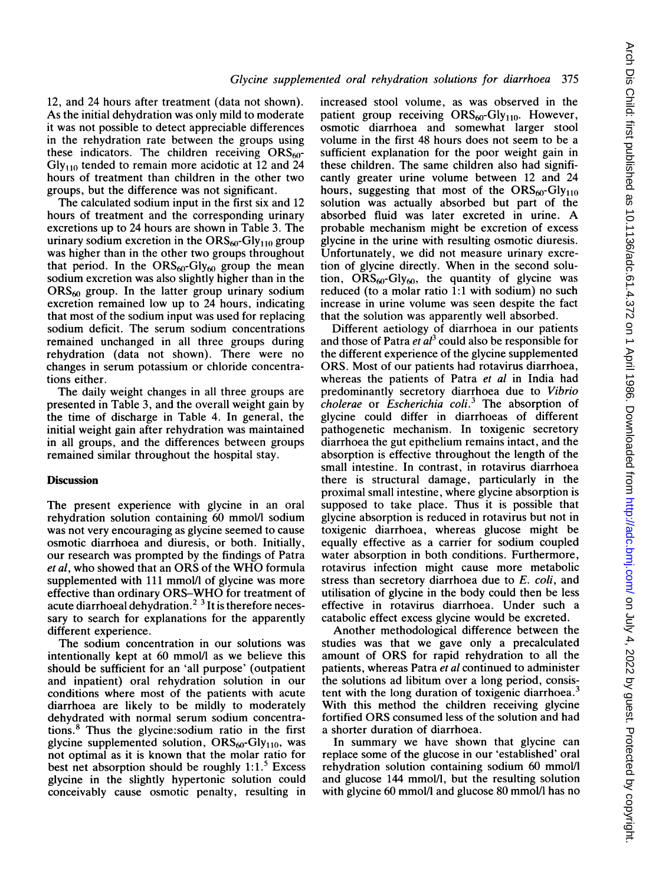12, and 24 hours after treatment (data not shown). As the initial dehydration was only mild to moderate it was not possible to detect appreciable differences in the rehydration rate between the groups using these indicators. The children receiving $ORS_{60}$-$Gly_{110}$ tended to remain more acidotic at 12 and 24 hours of treatment than children in the other two groups, but the difference was not significant.

The calculated sodium input in the first six and 12 hours of treatment and the corresponding urinary excretions up to 24 hours are shown in Table 3. The urinary sodium excretion in the $ORS_{60}$-$Gly_{110}$ group was higher than in the other two groups throughout that period. In the $ORS_{60}$-$Gly_{60}$ group the mean sodium excretion was also slightly higher than in the $ORS_{60}$ group. In the latter group urinary sodium excretion remained low up to 24 hours, indicating that most of the sodium input was used for replacing sodium deficit. The serum sodium concentrations remained unchanged in all three groups during rehydration (data not shown). There were no changes in serum potassium or chloride concentrations either.

The daily weight changes in all three groups are presented in Table 3, and the overall weight gain by the time of discharge in Table 4. In general, the initial weight gain after rehydration was maintained in all groups, and the differences between groups remained similar throughout the hospital stay.

## Discussion

The present experience with glycine in an oral rehydration solution containing 60 mmol/l sodium was not very encouraging as glycine seemed to cause osmotic diarrhoea and diuresis, or both. Initially, our research was prompted by the findings of Patra *et al*, who showed that an ORS of the WHO formula supplemented with 111 mmol/l of glycine was more effective than ordinary ORS–WHO for treatment of acute diarrhoeal dehydration.[2 3] It is therefore necessary to search for explanations for the apparently different experience.

The sodium concentration in our solutions was intentionally kept at 60 mmol/l as we believe this should be sufficient for an 'all purpose' (outpatient and inpatient) oral rehydration solution in our conditions where most of the patients with acute diarrhoea are likely to be mildly to moderately dehydrated with normal serum sodium concentrations.[8] Thus the glycine:sodium ratio in the first glycine supplemented solution, $ORS_{60}$-$Gly_{110}$, was not optimal as it is known that the molar ratio for best net absorption should be roughly 1:1.[5] Excess glycine in the slightly hypertonic solution could conceivably cause osmotic penalty, resulting in increased stool volume, as was observed in the patient group receiving $ORS_{60}$-$Gly_{110}$. However, osmotic diarrhoea and somewhat larger stool volume in the first 48 hours does not seem to be a sufficient explanation for the poor weight gain in these children. The same children also had significantly greater urine volume between 12 and 24 hours, suggesting that most of the $ORS_{60}$-$Gly_{110}$ solution was actually absorbed but part of the absorbed fluid was later excreted in urine. A probable mechanism might be excretion of excess glycine in the urine with resulting osmotic diuresis. Unfortunately, we did not measure urinary excretion of glycine directly. When in the second solution, $ORS_{60}$-$Gly_{60}$, the quantity of glycine was reduced (to a molar ratio 1:1 with sodium) no such increase in urine volume was seen despite the fact that the solution was apparently well absorbed.

Different aetiology of diarrhoea in our patients and those of Patra *et al*[3] could also be responsible for the different experience of the glycine supplemented ORS. Most of our patients had rotavirus diarrhoea, whereas the patients of Patra *et al* in India had predominantly secretory diarrhoea due to *Vibrio cholerae* or *Escherichia coli*.[3] The absorption of glycine could differ in diarrhoeas of different pathogenetic mechanism. In toxigenic secretory diarrhoea the gut epithelium remains intact, and the absorption is effective throughout the length of the small intestine. In contrast, in rotavirus diarrhoea there is structural damage, particularly in the proximal small intestine, where glycine absorption is supposed to take place. Thus it is possible that glycine absorption is reduced in rotavirus but not in toxigenic diarrhoea, whereas glucose might be equally effective as a carrier for sodium coupled water absorption in both conditions. Furthermore, rotavirus infection might cause more metabolic stress than secretory diarrhoea due to *E. coli*, and utilisation of glycine in the body could then be less effective in rotavirus diarrhoea. Under such a catabolic effect excess glycine would be excreted.

Another methodological difference between the studies was that we gave only a precalculated amount of ORS for rapid rehydration to all the patients, whereas Patra *et al* continued to administer the solutions ad libitum over a long period, consistent with the long duration of toxigenic diarrhoea.[3] With this method the children receiving glycine fortified ORS consumed less of the solution and had a shorter duration of diarrhoea.

In summary we have shown that glycine can replace some of the glucose in our 'established' oral rehydration solution containing sodium 60 mmol/l and glucose 144 mmol/l, but the resulting solution with glycine 60 mmol/l and glucose 80 mmol/l has no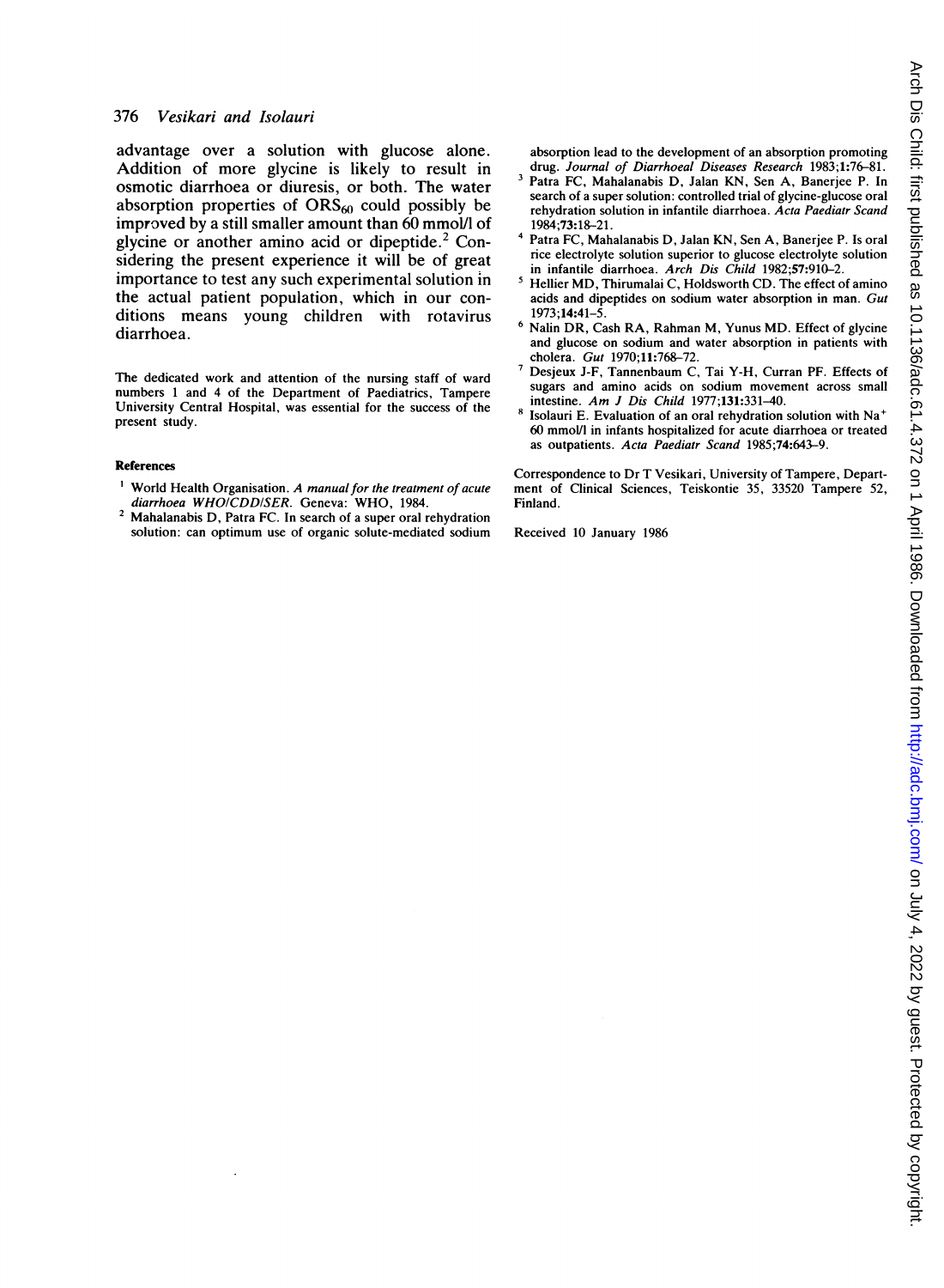advantage over a solution with glucose alone. Addition of more glycine is likely to result in osmotic diarrhoea or diuresis, or both. The water absorption properties of $ORS_{60}$ could possibly be improved by a still smaller amount than 60 mmol/l of glycine or another amino acid or dipeptide.[2] Considering the present experience it will be of great importance to test any such experimental solution in the actual patient population, which in our conditions means young children with rotavirus diarrhoea.

The dedicated work and attention of the nursing staff of ward numbers 1 and 4 of the Department of Paediatrics, Tampere University Central Hospital, was essential for the success of the present study.

## References

1. World Health Organisation. *A manual for the treatment of acute diarrhoea WHO/CDD/SER.* Geneva: WHO, 1984.
2. Mahalanabis D, Patra FC. In search of a super oral rehydration solution: can optimum use of organic solute-mediated sodium absorption lead to the development of an absorption promoting drug. *Journal of Diarrhoeal Diseases Research* 1983;**1**:76–81.
3. Patra FC, Mahalanabis D, Jalan KN, Sen A, Banerjee P. In search of a super solution: controlled trial of glycine-glucose oral rehydration solution in infantile diarrhoea. *Acta Paediatr Scand* 1984;**73**:18–21.
4. Patra FC, Mahalanabis D, Jalan KN, Sen A, Banerjee P. Is oral rice electrolyte solution superior to glucose electrolyte solution in infantile diarrhoea. *Arch Dis Child* 1982;**57**:910–2.
5. Hellier MD, Thirumalai C, Holdsworth CD. The effect of amino acids and dipeptides on sodium water absorption in man. *Gut* 1973;**14**:41–5.
6. Nalin DR, Cash RA, Rahman M, Yunus MD. Effect of glycine and glucose on sodium and water absorption in patients with cholera. *Gut* 1970;**11**:768–72.
7. Desjeux J-F, Tannenbaum C, Tai Y-H, Curran PF. Effects of sugars and amino acids on sodium movement across small intestine. *Am J Dis Child* 1977;**131**:331–40.
8. Isolauri E. Evaluation of an oral rehydration solution with $Na^+$ 60 mmol/l in infants hospitalized for acute diarrhoea or treated as outpatients. *Acta Paediatr Scand* 1985;**74**:643–9.

Correspondence to Dr T Vesikari, University of Tampere, Department of Clinical Sciences, Teiskontie 35, 33520 Tampere 52, Finland.

Received 10 January 1986